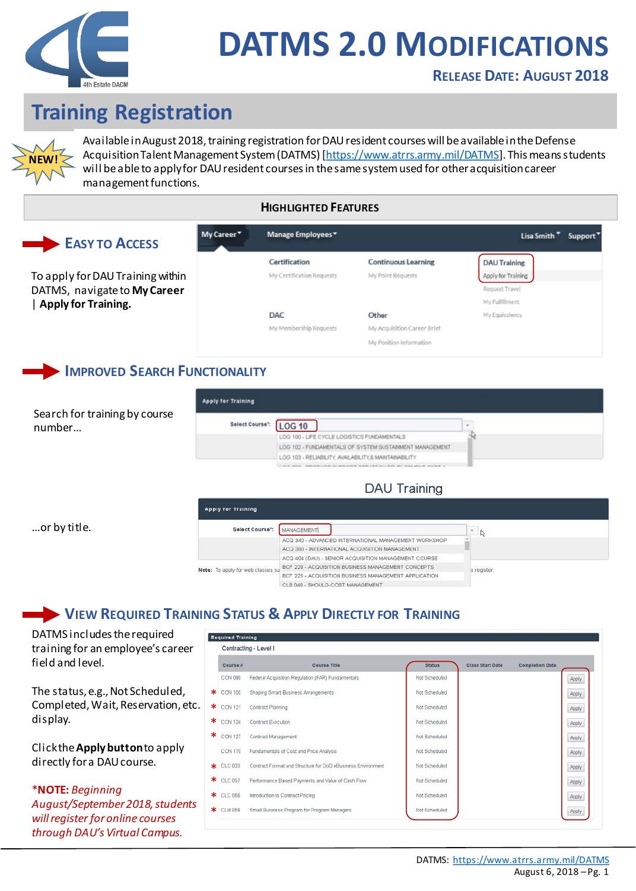# DATMS 2.0 Modifications

**Release Date: August 2018**

## Training Registration

NEW!

Available in August 2018, training registration for DAU resident courses will be available in the Defense Acquisition Talent Management System (DATMS) [https://www.atrrs.army.mil/DATMS]. This means students will be able to apply for DAU resident courses in the same system used for other acquisition career management functions.

### Highlighted Features

### Easy to Access

To apply for DAU Training within DATMS, navigate to **My Career | Apply for Training.**

### Improved Search Functionality

Search for training by course number…

…or by title.

### View Required Training Status & Apply Directly for Training

DATMS includes the required training for an employee's career field and level.

The status, e.g., Not Scheduled, Completed, Wait, Reservation, etc. display.

Click the **Apply button** to apply directly for a DAU course.

***NOTE:** *Beginning August/September 2018, students will register for online courses through DAU's Virtual Campus.*

DATMS: https://www.atrrs.army.mil/DATMS
August 6, 2018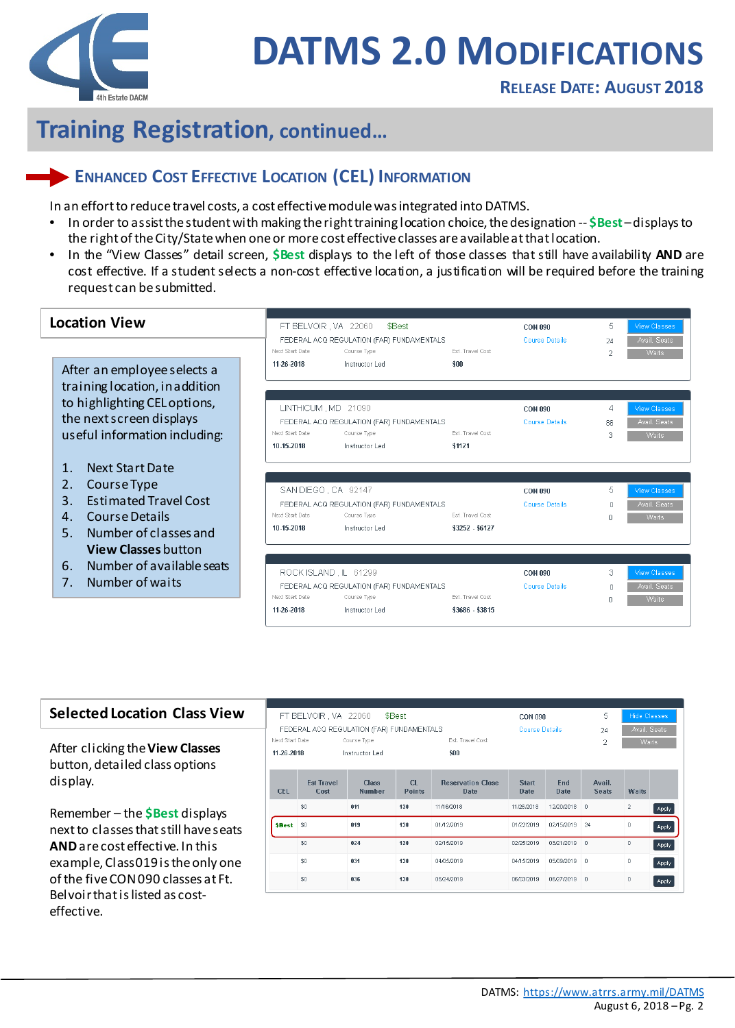# DATMS 2.0 Modifications

**Release Date: August 2018**

## Training Registration, continued…

### Enhanced Cost Effective Location (CEL) Information

In an effort to reduce travel costs, a cost effective module was integrated into DATMS.

- In order to assist the student with making the right training location choice, the designation -- **$Best** – displays to the right of the City/State when one or more cost effective classes are available at that location.
- In the "View Classes" detail screen, **$Best** displays to the left of those classes that still have availability **AND** are cost effective. If a student selects a non-cost effective location, a justification will be required before the training request can be submitted.

### Location View

After an employee selects a training location, in addition to highlighting CEL options, the next screen displays useful information including:

1. Next Start Date
2. Course Type
3. Estimated Travel Cost
4. Course Details
5. Number of classes and **View Classes** button
6. Number of available seats
7. Number of waits

| Location | Course | Next Start Date | Course Type | Est. Travel Cost | Classes | Avail. Seats | Waits |
|---|---|---|---|---|---|---|---|
| FT BELVOIR , VA 22060 $Best | CON 090 FEDERAL ACQ REGULATION (FAR) FUNDAMENTALS | 11-26-2018 | Instructor Led | $00 | 5 | 24 | 2 |
| LINTHICUM , MD 21090 | CON 090 FEDERAL ACQ REGULATION (FAR) FUNDAMENTALS | 10-15-2018 | Instructor Led | $1121 | 4 | 86 | 3 |
| SAN DIEGO , CA 92147 | CON 090 FEDERAL ACQ REGULATION (FAR) FUNDAMENTALS | 10-15-2018 | Instructor Led | $3252 - $6127 | 5 | 0 | 0 |
| ROCK ISLAND , IL 61299 | CON 090 FEDERAL ACQ REGULATION (FAR) FUNDAMENTALS | 11-26-2018 | Instructor Led | $3686 - $3815 | 3 | 0 | 0 |

### Selected Location Class View

After clicking the **View Classes** button, detailed class options display.

Remember – the **$Best** displays next to classes that still have seats **AND** are cost effective. In this example, Class 019 is the only one of the five CON 090 classes at Ft. Belvoir that is listed as cost-effective.

FT BELVOIR , VA 22060 $Best — CON 090 FEDERAL ACQ REGULATION (FAR) FUNDAMENTALS — Next Start Date: 11-26-2018 — Course Type: Instructor Led — Est. Travel Cost: $00 — Classes: 5 — Avail. Seats: 24 — Waits: 2

| CEL | Est Travel Cost | Class Number | CL Points | Reservation Close Date | Start Date | End Date | Avail. Seats | Waits | |
|---|---|---|---|---|---|---|---|---|---|
| | $0 | 011 | 130 | 11/16/2018 | 11/26/2018 | 12/20/2018 | 0 | 2 | Apply |
| $Best | $0 | 019 | 130 | 01/12/2019 | 01/22/2019 | 02/15/2019 | 24 | 0 | Apply |
| | $0 | 024 | 130 | 02/15/2019 | 02/25/2019 | 03/21/2019 | 0 | 0 | Apply |
| | $0 | 031 | 130 | 04/05/2019 | 04/15/2019 | 05/09/2019 | 0 | 0 | Apply |
| | $0 | 036 | 130 | 05/24/2019 | 06/03/2019 | 06/27/2019 | 0 | 0 | Apply |

DATMS: https://www.atrrs.army.mil/DATMS
August 6, 2018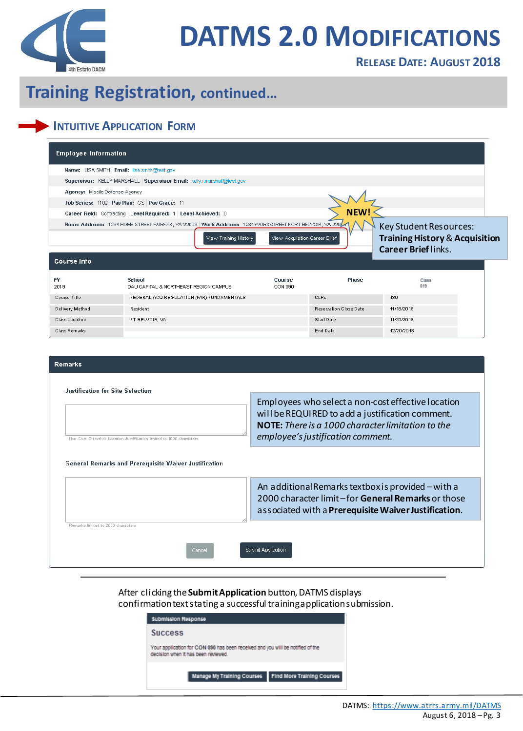# DATMS 2.0 Modifications

**Release Date: August 2018**

## Training Registration, continued…

### Intuitive Application Form

**Employee Information**

Name: LISA SMITH | Email: lisa.smith@test.gov

Supervisor: KELLY MARSHALL | Supervisor Email: kelly.r.marshall@test.gov

Agency: Missile Defense Agency

Job Series: 1102 | Pay Plan: GS | Pay Grade: 11

Career Field: Contracting | Level Required: 1 | Level Achieved: 0

Home Address: 1234 HOME STREET FAIRFAX, VA 22003 | Work Address: 1234 WORKSTREET FORT BELVOIR, VA 22060

View Training History | View Acquisition Career Brief

**NEW!** Key Student Resources: **Training History** & **Acquisition Career Brief** links.

**Course Info**

| FY | School | Course | Phase | Class |
|---|---|---|---|---|
| 2019 | DAU CAPITAL & NORTHEAST REGION CAMPUS | CON 090 | | 019 |

| | | | |
|---|---|---|---|
| Course Title | FEDERAL ACQ REGULATION (FAR) FUNDAMENTALS | CLPs | 130 |
| Delivery Method | Resident | Reservation Close Date | 11/16/2018 |
| Class Location | FT BELVOIR, VA | Start Date | 11/26/2018 |
| Class Remarks | | End Date | 12/20/2018 |

**Remarks**

Justification for Site Selection

Non Cost Effective Location Justification limited to 1000 characters

Employees who select a non-cost effective location will be REQUIRED to add a justification comment. **NOTE:** *There is a 1000 character limitation to the employee's justification comment.*

General Remarks and Prerequisite Waiver Justification

Remarks limited to 2000 characters

An additional Remarks textbox is provided – with a 2000 character limit – for **General Remarks** or those associated with a **Prerequisite Waiver Justification**.

Cancel | Submit Application

---

After clicking the **Submit Application** button, DATMS displays confirmation text stating a successful training application submission.

**Submission Response**

**Success**

Your application for CON 090 has been received and you will be notified of the decision when it has been reviewed.

Manage My Training Courses | Find More Training Courses

DATMS: https://www.atrrs.army.mil/DATMS

August 6, 2018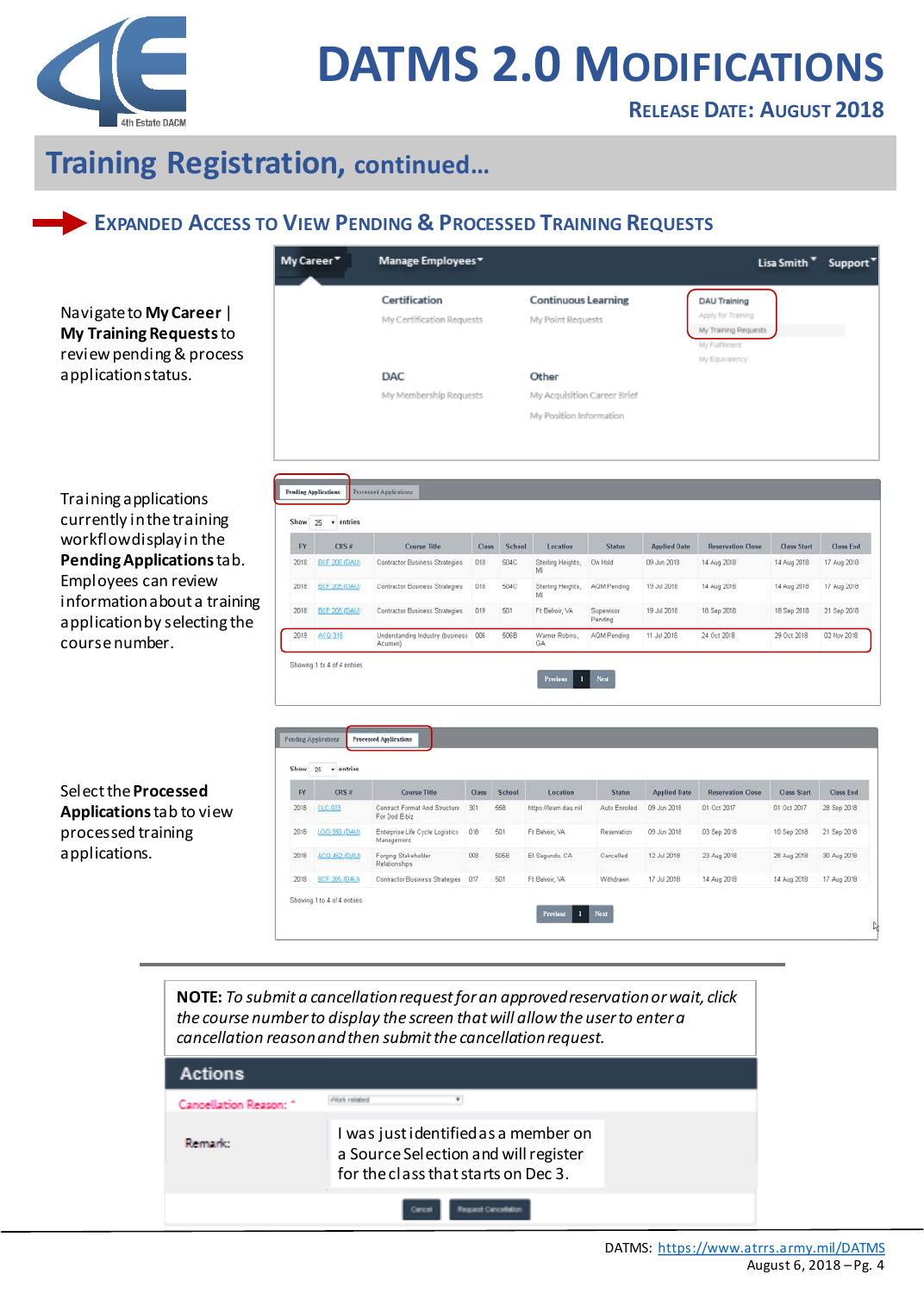# DATMS 2.0 Modifications

**Release Date: August 2018**

## Training Registration, continued…

### Expanded Access to View Pending & Processed Training Requests

Navigate to **My Career** | **My Training Requests** to review pending & process application status.

Training applications currently in the training workflow display in the **Pending Applications** tab. Employees can review information about a training application by selecting the course number.

| FY | CRS # | Course Title | Class | School | Location | Status | Applied Date | Reservation Close | Class Start | Class End |
|---|---|---|---|---|---|---|---|---|---|---|
| 2018 | BCF 205 (DAU) | Contractor Business Strategies | 018 | 504C | Sterling Heights, MI | On Hold | 09 Jun 2018 | 14 Aug 2018 | 14 Aug 2018 | 17 Aug 2018 |
| 2018 | BCF 205 (DAU) | Contractor Business Strategies | 018 | 504C | Sterling Heights, MI | AQM Pending | 19 Jul 2018 | 14 Aug 2018 | 14 Aug 2018 | 17 Aug 2018 |
| 2018 | BCF 205 (DAU) | Contractor Business Strategies | 019 | 501 | Ft Belvoir, VA | Supervisor Pending | 19 Jul 2018 | 18 Sep 2018 | 18 Sep 2018 | 21 Sep 2018 |
| 2019 | ACQ 315 | Understanding Industry (business Acumen) | 006 | 506B | Warner Robins, GA | AQM Pending | 11 Jul 2018 | 24 Oct 2018 | 29 Oct 2018 | 02 Nov 2018 |

Select the **Processed Applications** tab to view processed training applications.

| FY | CRS # | Course Title | Class | School | Location | Status | Applied Date | Reservation Close | Class Start | Class End |
|---|---|---|---|---|---|---|---|---|---|---|
| 2018 | CLC 033 | Contract Format And Structure For Dod E-biz | 301 | 558 | https://learn.dau.mil | Auto Enrolled | 09 Jun 2018 | 01 Oct 2017 | 01 Oct 2017 | 28 Sep 2018 |
| 2018 | LOG 350 (DAU) | Enterprise Life Cycle Logistics Management | 018 | 501 | Ft Belvoir, VA | Reservation | 09 Jun 2018 | 03 Sep 2018 | 10 Sep 2018 | 21 Sep 2018 |
| 2018 | ACQ 452 (DAU) | Forging Stakeholder Relationships | 003 | 505B | El Segundo, CA | Cancelled | 12 Jul 2018 | 23 Aug 2018 | 28 Aug 2018 | 30 Aug 2018 |
| 2018 | BCF 205 (DAU) | Contractor Business Strategies | 017 | 501 | Ft Belvoir, VA | Withdrawn | 17 Jul 2018 | 14 Aug 2018 | 14 Aug 2018 | 17 Aug 2018 |

**NOTE:** *To submit a cancellation request for an approved reservation or wait, click the course number to display the screen that will allow the user to enter a cancellation reason and then submit the cancellation request.*

**Actions**

Cancellation Reason: * Work related

Remark: I was just identified as a member on a Source Selection and will register for the class that starts on Dec 3.

Cancel | Request Cancellation

DATMS: https://www.atrrs.army.mil/DATMS
August 6, 2018 – Pg. 4